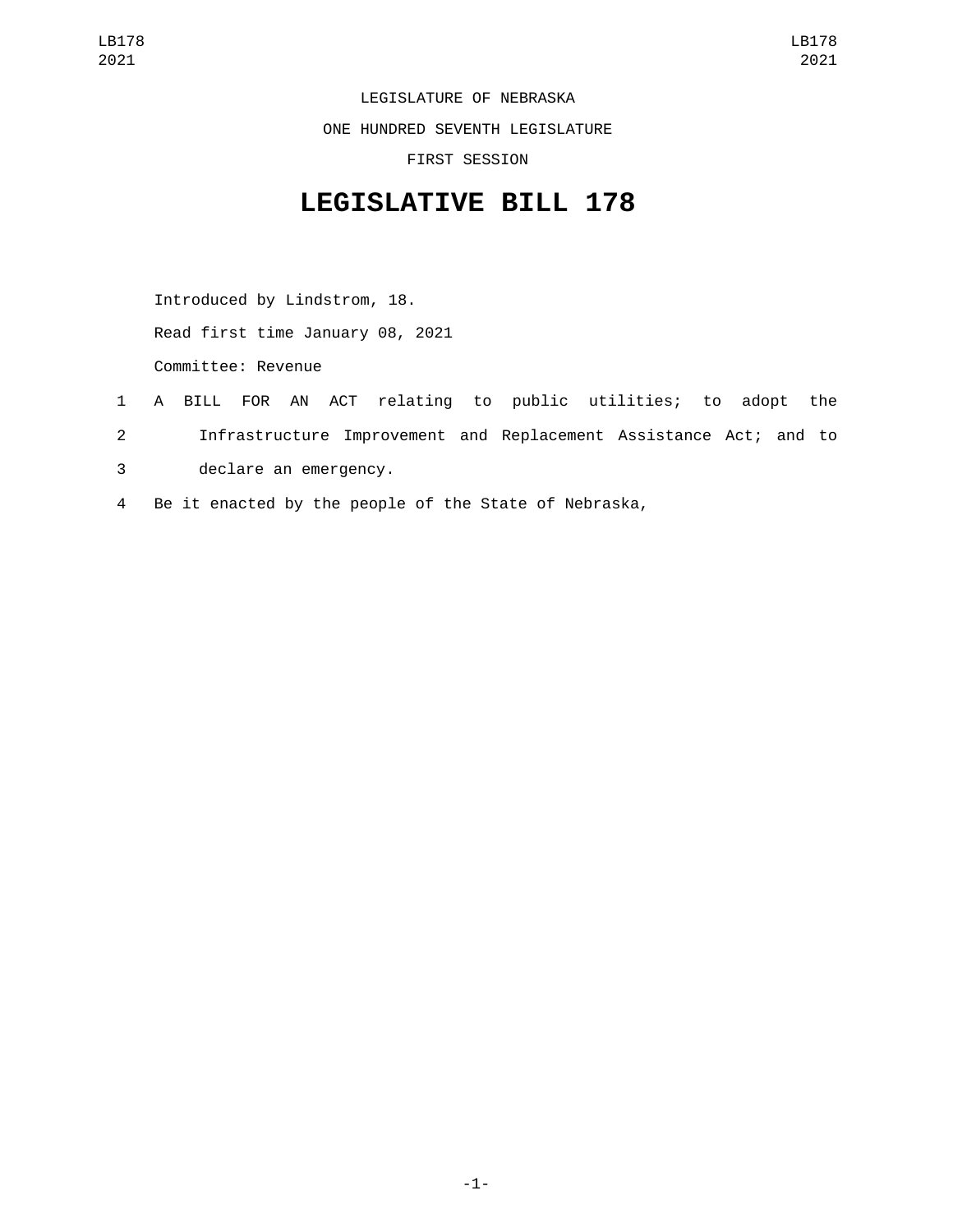LEGISLATURE OF NEBRASKA

ONE HUNDRED SEVENTH LEGISLATURE

FIRST SESSION

# LEGISLATIVE BILL 178

Introduced by Lindstrom, 18.

Read first time January 08, 2021

Committee: Revenue

1 A BILL FOR AN ACT relating to public utilities; to adopt the
2 Infrastructure Improvement and Replacement Assistance Act; and to
3 declare an emergency.

4 Be it enacted by the people of the State of Nebraska,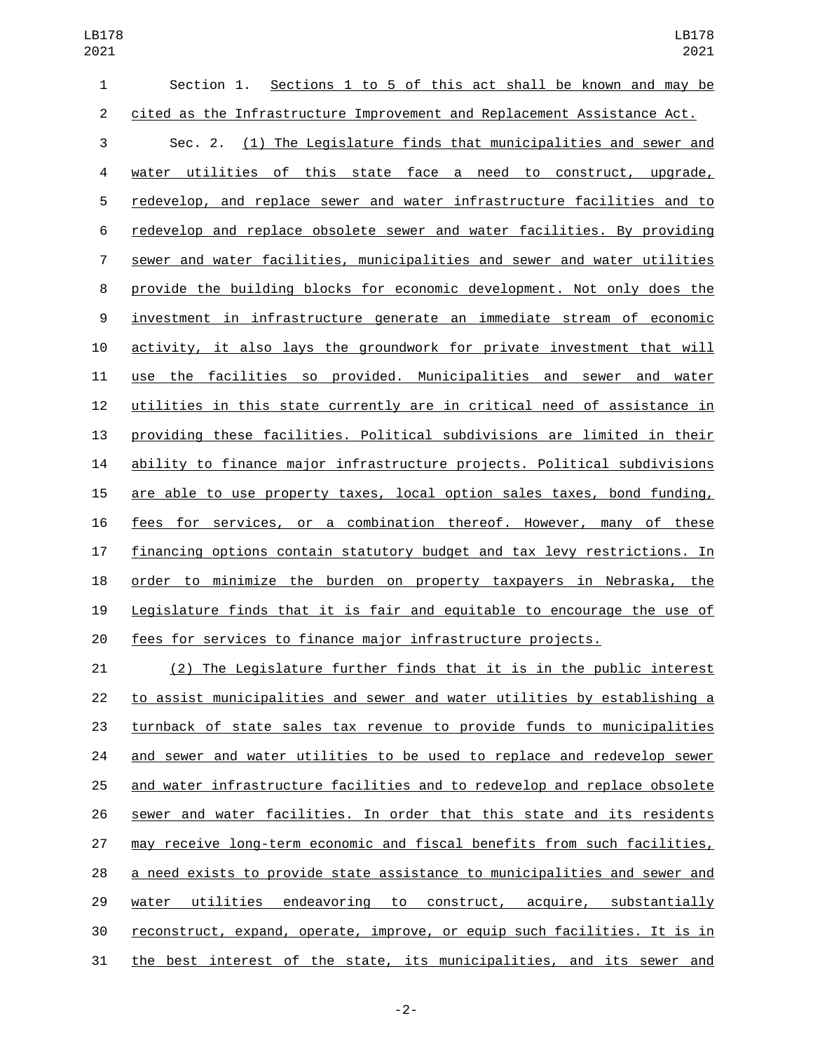Section 1. Sections 1 to 5 of this act shall be known and may be cited as the Infrastructure Improvement and Replacement Assistance Act.

Sec. 2. (1) The Legislature finds that municipalities and sewer and water utilities of this state face a need to construct, upgrade, redevelop, and replace sewer and water infrastructure facilities and to redevelop and replace obsolete sewer and water facilities. By providing sewer and water facilities, municipalities and sewer and water utilities provide the building blocks for economic development. Not only does the investment in infrastructure generate an immediate stream of economic activity, it also lays the groundwork for private investment that will use the facilities so provided. Municipalities and sewer and water utilities in this state currently are in critical need of assistance in providing these facilities. Political subdivisions are limited in their ability to finance major infrastructure projects. Political subdivisions are able to use property taxes, local option sales taxes, bond funding, fees for services, or a combination thereof. However, many of these financing options contain statutory budget and tax levy restrictions. In order to minimize the burden on property taxpayers in Nebraska, the Legislature finds that it is fair and equitable to encourage the use of fees for services to finance major infrastructure projects.

(2) The Legislature further finds that it is in the public interest to assist municipalities and sewer and water utilities by establishing a turnback of state sales tax revenue to provide funds to municipalities and sewer and water utilities to be used to replace and redevelop sewer and water infrastructure facilities and to redevelop and replace obsolete sewer and water facilities. In order that this state and its residents may receive long-term economic and fiscal benefits from such facilities, a need exists to provide state assistance to municipalities and sewer and water utilities endeavoring to construct, acquire, substantially reconstruct, expand, operate, improve, or equip such facilities. It is in the best interest of the state, its municipalities, and its sewer and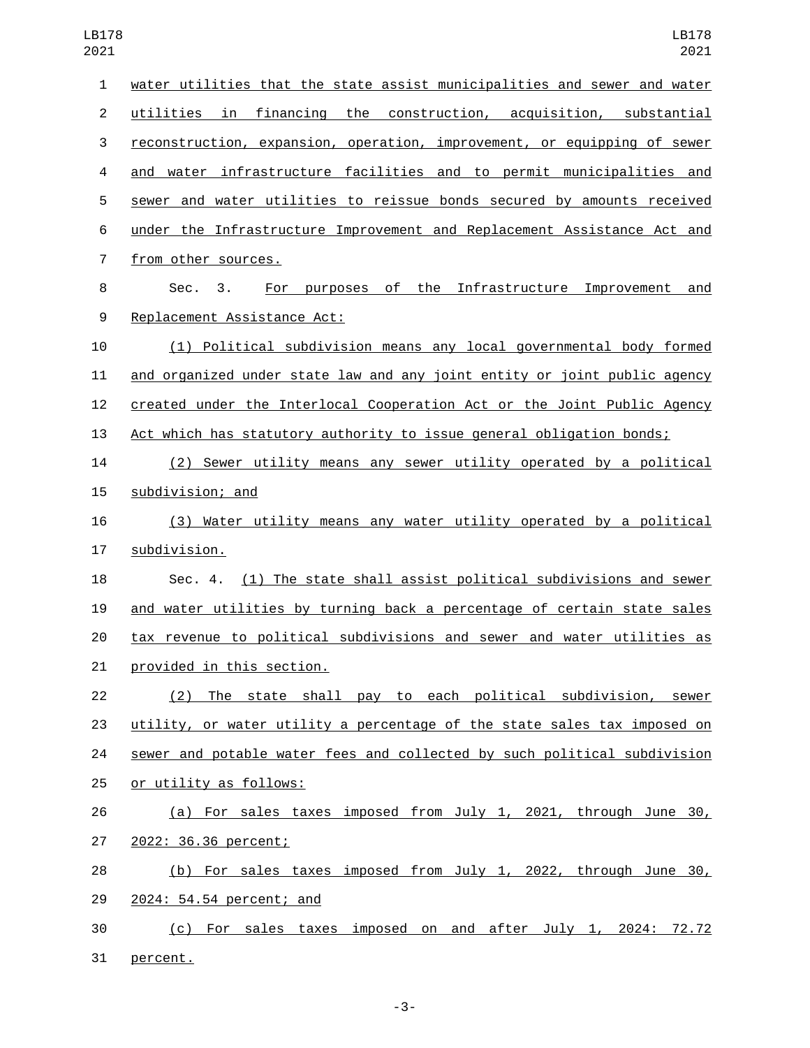water utilities that the state assist municipalities and sewer and water utilities in financing the construction, acquisition, substantial reconstruction, expansion, operation, improvement, or equipping of sewer and water infrastructure facilities and to permit municipalities and sewer and water utilities to reissue bonds secured by amounts received under the Infrastructure Improvement and Replacement Assistance Act and from other sources.

Sec. 3. For purposes of the Infrastructure Improvement and Replacement Assistance Act:

(1) Political subdivision means any local governmental body formed and organized under state law and any joint entity or joint public agency created under the Interlocal Cooperation Act or the Joint Public Agency Act which has statutory authority to issue general obligation bonds;

(2) Sewer utility means any sewer utility operated by a political subdivision; and

(3) Water utility means any water utility operated by a political subdivision.

Sec. 4. (1) The state shall assist political subdivisions and sewer and water utilities by turning back a percentage of certain state sales tax revenue to political subdivisions and sewer and water utilities as provided in this section.

(2) The state shall pay to each political subdivision, sewer utility, or water utility a percentage of the state sales tax imposed on sewer and potable water fees and collected by such political subdivision or utility as follows:

(a) For sales taxes imposed from July 1, 2021, through June 30, 2022: 36.36 percent;

(b) For sales taxes imposed from July 1, 2022, through June 30, 2024: 54.54 percent; and

(c) For sales taxes imposed on and after July 1, 2024: 72.72 percent.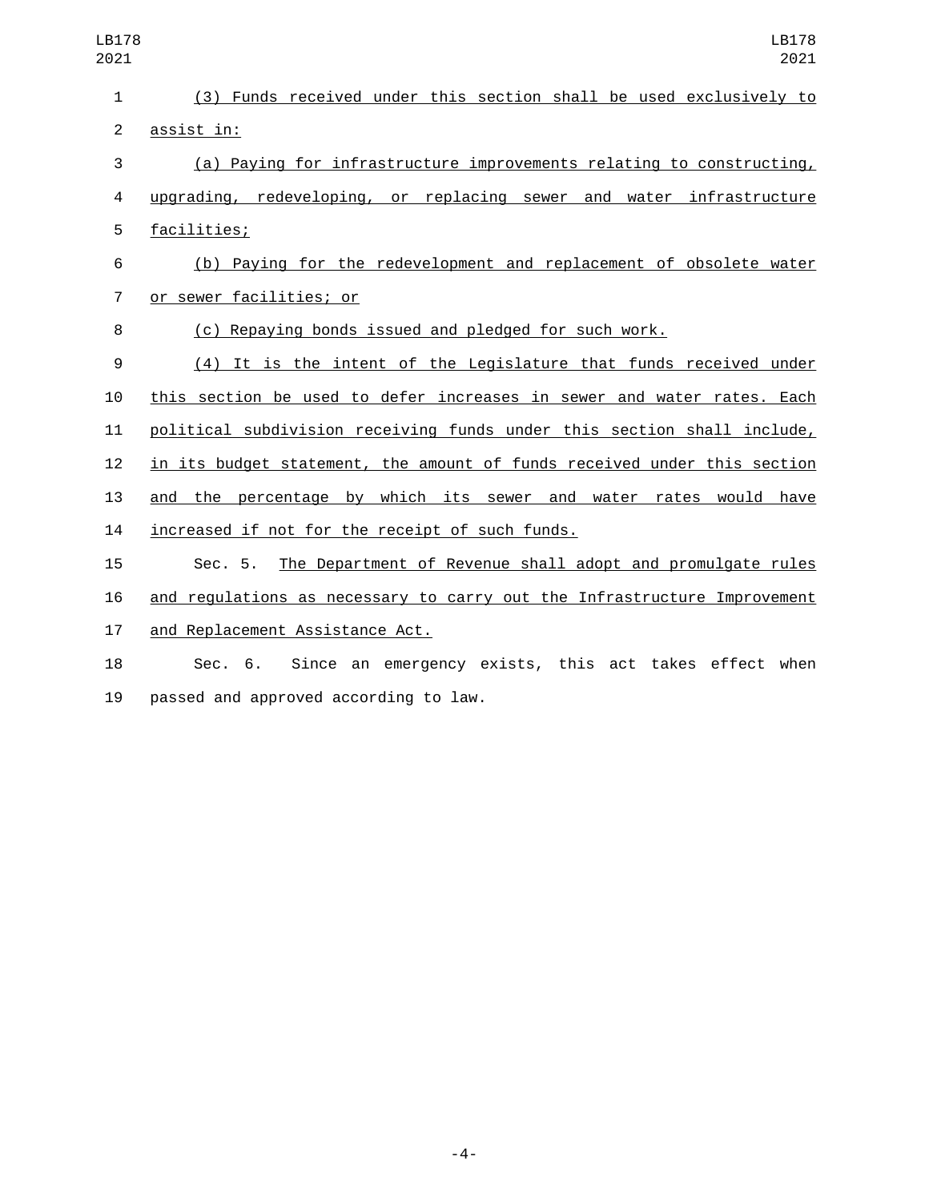(3) Funds received under this section shall be used exclusively to assist in:

(a) Paying for infrastructure improvements relating to constructing, upgrading, redeveloping, or replacing sewer and water infrastructure facilities;

(b) Paying for the redevelopment and replacement of obsolete water or sewer facilities; or

(c) Repaying bonds issued and pledged for such work.

(4) It is the intent of the Legislature that funds received under this section be used to defer increases in sewer and water rates. Each political subdivision receiving funds under this section shall include, in its budget statement, the amount of funds received under this section and the percentage by which its sewer and water rates would have increased if not for the receipt of such funds.

Sec. 5. The Department of Revenue shall adopt and promulgate rules and regulations as necessary to carry out the Infrastructure Improvement and Replacement Assistance Act.

Sec. 6. Since an emergency exists, this act takes effect when passed and approved according to law.